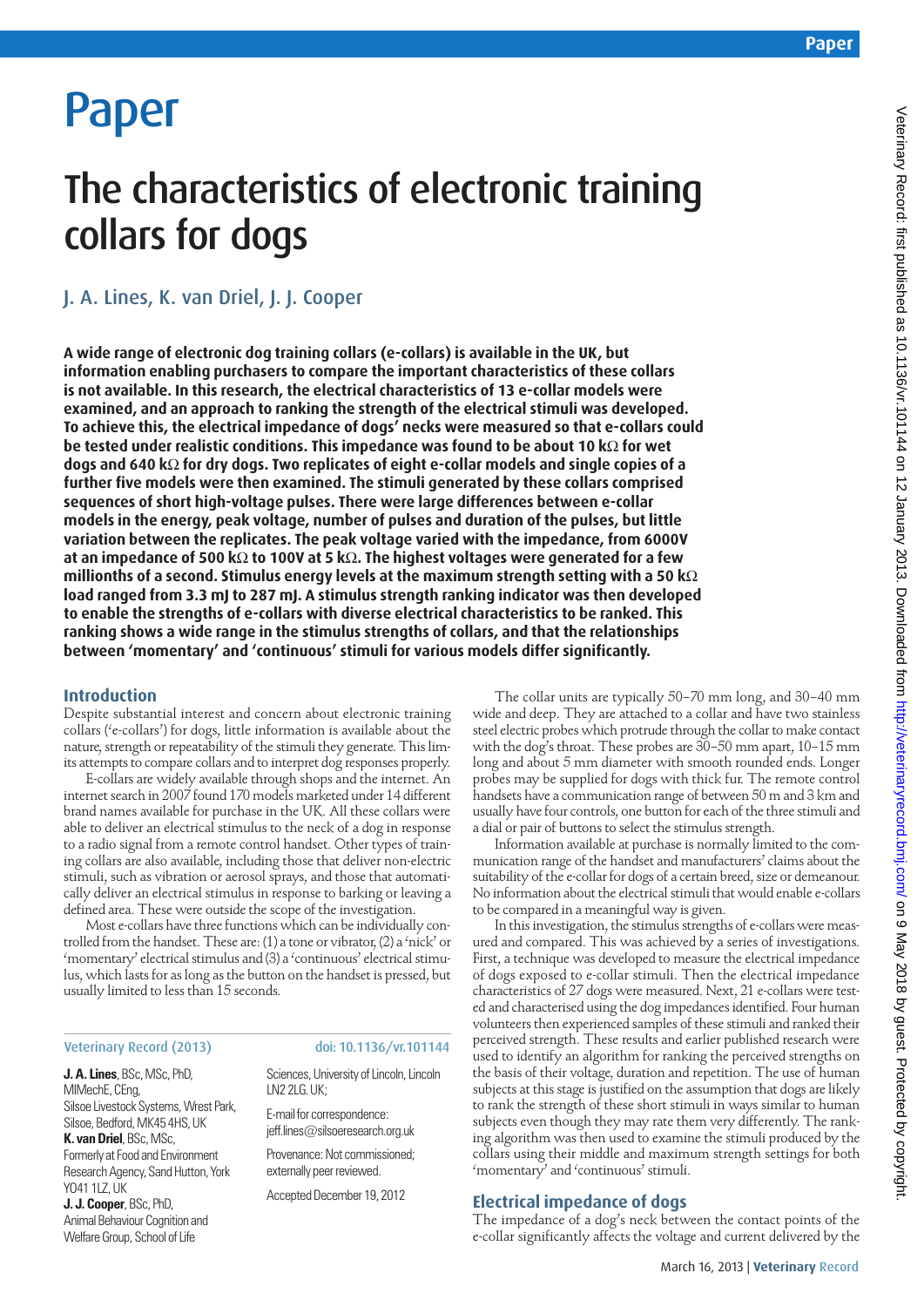# Paper

# The characteristics of electronic training collars for dogs

J. A. Lines, K. van Driel, J. J. Cooper

**A wide range of electronic dog training collars (e-collars) is available in the UK, but information enabling purchasers to compare the important characteristics of these collars is not available. In this research, the electrical characteristics of 13 e-collar models were examined, and an approach to ranking the strength of the electrical stimuli was developed. To achieve this, the electrical impedance of dogs' necks were measured so that e-collars could be tested under realistic conditions. This impedance was found to be about 10 kΩ for wet dogs and 640 kΩ for dry dogs. Two replicates of eight e-collar models and single copies of a further five models were then examined. The stimuli generated by these collars comprised sequences of short high-voltage pulses. There were large differences between e-collar models in the energy, peak voltage, number of pulses and duration of the pulses, but little variation between the replicates. The peak voltage varied with the impedance, from 6000V at an impedance of 500 kΩ to 100V at 5 kΩ. The highest voltages were generated for a few millionths of a second. Stimulus energy levels at the maximum strength setting with a 50 kΩ load ranged from 3.3 mJ to 287 mJ. A stimulus strength ranking indicator was then developed to enable the strengths of e-collars with diverse electrical characteristics to be ranked. This ranking shows a wide range in the stimulus strengths of collars, and that the relationships between 'momentary' and 'continuous' stimuli for various models differ significantly.**

## Introduction

Despite substantial interest and concern about electronic training collars ('e-collars') for dogs, little information is available about the nature, strength or repeatability of the stimuli they generate. This limits attempts to compare collars and to interpret dog responses properly.

E-collars are widely available through shops and the internet. An internet search in 2007 found 170 models marketed under 14 different brand names available for purchase in the UK. All these collars were able to deliver an electrical stimulus to the neck of a dog in response to a radio signal from a remote control handset. Other types of training collars are also available, including those that deliver non-electric stimuli, such as vibration or aerosol sprays, and those that automatically deliver an electrical stimulus in response to barking or leaving a defined area. These were outside the scope of the investigation.

Most e-collars have three functions which can be individually controlled from the handset. These are: (1) a tone or vibrator, (2) a 'nick' or 'momentary' electrical stimulus and (3) a 'continuous' electrical stimulus, which lasts for as long as the button on the handset is pressed, but usually limited to less than 15 seconds.

The collar units are typically 50–70 mm long, and 30–40 mm wide and deep. They are attached to a collar and have two stainless steel electric probes which protrude through the collar to make contact with the dog's throat. These probes are 30–50 mm apart, 10–15 mm long and about 5 mm diameter with smooth rounded ends. Longer probes may be supplied for dogs with thick fur. The remote control handsets have a communication range of between 50 m and 3 km and usually have four controls, one button for each of the three stimuli and a dial or pair of buttons to select the stimulus strength.

Information available at purchase is normally limited to the communication range of the handset and manufacturers' claims about the suitability of the e-collar for dogs of a certain breed, size or demeanour. No information about the electrical stimuli that would enable e-collars to be compared in a meaningful way is given.

In this investigation, the stimulus strengths of e-collars were measured and compared. This was achieved by a series of investigations. First, a technique was developed to measure the electrical impedance of dogs exposed to e-collar stimuli. Then the electrical impedance characteristics of 27 dogs were measured. Next, 21 e-collars were tested and characterised using the dog impedances identified. Four human volunteers then experienced samples of these stimuli and ranked their perceived strength. These results and earlier published research were used to identify an algorithm for ranking the perceived strengths on the basis of their voltage, duration and repetition. The use of human subjects at this stage is justified on the assumption that dogs are likely to rank the strength of these short stimuli in ways similar to human subjects even though they may rate them very differently. The ranking algorithm was then used to examine the stimuli produced by the collars using their middle and maximum strength settings for both 'momentary' and 'continuous' stimuli.

## Electrical impedance of dogs

The impedance of a dog's neck between the contact points of the e-collar significantly affects the voltage and current delivered by the

---

Veterinary Record (2013) doi: 10.1136/vr.101144

**J. A. Lines**, BSc, MSc, PhD, MIMechE, CEng,
Silsoe Livestock Systems, Wrest Park, Silsoe, Bedford, MK45 4HS, UK
**K. van Driel**, BSc, MSc,
Formerly at Food and Environment Research Agency, Sand Hutton, York YO41 1LZ, UK
**J. J. Cooper**, BSc, PhD,
Animal Behaviour Cognition and Welfare Group, School of Life Sciences, University of Lincoln, Lincoln LN2 2LG. UK;

E-mail for correspondence: jeff.lines@silsoeresearch.org.uk

Provenance: Not commissioned; externally peer reviewed.

Accepted December 19, 2012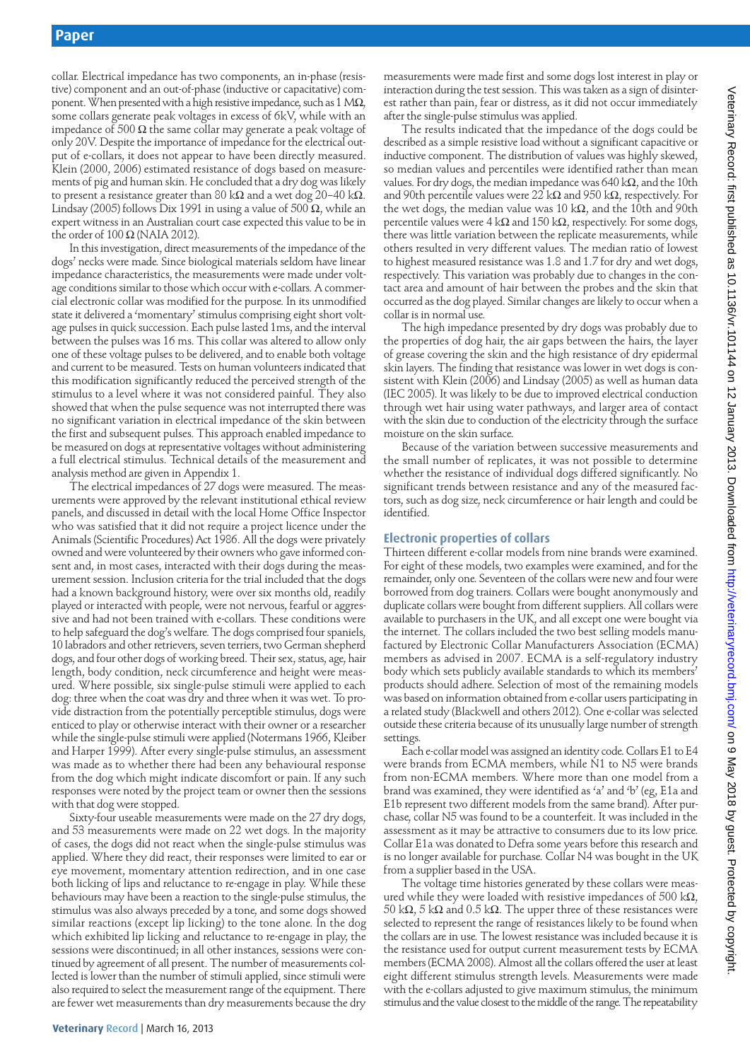collar. Electrical impedance has two components, an in-phase (resistive) component and an out-of-phase (inductive or capacitative) component. When presented with a high resistive impedance, such as 1 MΩ, some collars generate peak voltages in excess of 6kV, while with an impedance of 500 Ω the same collar may generate a peak voltage of only 20V. Despite the importance of impedance for the electrical output of e-collars, it does not appear to have been directly measured. Klein (2000, 2006) estimated resistance of dogs based on measurements of pig and human skin. He concluded that a dry dog was likely to present a resistance greater than 80 kΩ and a wet dog 20–40 kΩ. Lindsay (2005) follows Dix 1991 in using a value of 500 Ω, while an expert witness in an Australian court case expected this value to be in the order of 100 Ω (NAIA 2012).

In this investigation, direct measurements of the impedance of the dogs' necks were made. Since biological materials seldom have linear impedance characteristics, the measurements were made under voltage conditions similar to those which occur with e-collars. A commercial electronic collar was modified for the purpose. In its unmodified state it delivered a 'momentary' stimulus comprising eight short voltage pulses in quick succession. Each pulse lasted 1ms, and the interval between the pulses was 16 ms. This collar was altered to allow only one of these voltage pulses to be delivered, and to enable both voltage and current to be measured. Tests on human volunteers indicated that this modification significantly reduced the perceived strength of the stimulus to a level where it was not considered painful. They also showed that when the pulse sequence was not interrupted there was no significant variation in electrical impedance of the skin between the first and subsequent pulses. This approach enabled impedance to be measured on dogs at representative voltages without administering a full electrical stimulus. Technical details of the measurement and analysis method are given in Appendix 1.

The electrical impedances of 27 dogs were measured. The measurements were approved by the relevant institutional ethical review panels, and discussed in detail with the local Home Office Inspector who was satisfied that it did not require a project licence under the Animals (Scientific Procedures) Act 1986. All the dogs were privately owned and were volunteered by their owners who gave informed consent and, in most cases, interacted with their dogs during the measurement session. Inclusion criteria for the trial included that the dogs had a known background history, were over six months old, readily played or interacted with people, were not nervous, fearful or aggressive and had not been trained with e-collars. These conditions were to help safeguard the dog's welfare. The dogs comprised four spaniels, 10 labradors and other retrievers, seven terriers, two German shepherd dogs, and four other dogs of working breed. Their sex, status, age, hair length, body condition, neck circumference and height were measured. Where possible, six single-pulse stimuli were applied to each dog: three when the coat was dry and three when it was wet. To provide distraction from the potentially perceptible stimulus, dogs were enticed to play or otherwise interact with their owner or a researcher while the single-pulse stimuli were applied (Notermans 1966, Kleiber and Harper 1999). After every single-pulse stimulus, an assessment was made as to whether there had been any behavioural response from the dog which might indicate discomfort or pain. If any such responses were noted by the project team or owner then the sessions with that dog were stopped.

Sixty-four useable measurements were made on the 27 dry dogs, and 53 measurements were made on 22 wet dogs. In the majority of cases, the dogs did not react when the single-pulse stimulus was applied. Where they did react, their responses were limited to ear or eye movement, momentary attention redirection, and in one case both licking of lips and reluctance to re-engage in play. While these behaviours may have been a reaction to the single-pulse stimulus, the stimulus was also always preceded by a tone, and some dogs showed similar reactions (except lip licking) to the tone alone. In the dog which exhibited lip licking and reluctance to re-engage in play, the sessions were discontinued; in all other instances, sessions were continued by agreement of all present. The number of measurements collected is lower than the number of stimuli applied, since stimuli were also required to select the measurement range of the equipment. There are fewer wet measurements than dry measurements because the dry measurements were made first and some dogs lost interest in play or interaction during the test session. This was taken as a sign of disinterest rather than pain, fear or distress, as it did not occur immediately after the single-pulse stimulus was applied.

The results indicated that the impedance of the dogs could be described as a simple resistive load without a significant capacitive or inductive component. The distribution of values was highly skewed, so median values and percentiles were identified rather than mean values. For dry dogs, the median impedance was 640 kΩ, and the 10th and 90th percentile values were 22 kΩ and 950 kΩ, respectively. For the wet dogs, the median value was 10 kΩ, and the 10th and 90th percentile values were 4 kΩ and 150 kΩ, respectively. For some dogs, there was little variation between the replicate measurements, while others resulted in very different values. The median ratio of lowest to highest measured resistance was 1.8 and 1.7 for dry and wet dogs, respectively. This variation was probably due to changes in the contact area and amount of hair between the probes and the skin that occurred as the dog played. Similar changes are likely to occur when a collar is in normal use.

The high impedance presented by dry dogs was probably due to the properties of dog hair, the air gaps between the hairs, the layer of grease covering the skin and the high resistance of dry epidermal skin layers. The finding that resistance was lower in wet dogs is consistent with Klein (2006) and Lindsay (2005) as well as human data (IEC 2005). It was likely to be due to improved electrical conduction through wet hair using water pathways, and larger area of contact with the skin due to conduction of the electricity through the surface moisture on the skin surface.

Because of the variation between successive measurements and the small number of replicates, it was not possible to determine whether the resistance of individual dogs differed significantly. No significant trends between resistance and any of the measured factors, such as dog size, neck circumference or hair length and could be identified.

## Electronic properties of collars

Thirteen different e-collar models from nine brands were examined. For eight of these models, two examples were examined, and for the remainder, only one. Seventeen of the collars were new and four were borrowed from dog trainers. Collars were bought anonymously and duplicate collars were bought from different suppliers. All collars were available to purchasers in the UK, and all except one were bought via the internet. The collars included the two best selling models manufactured by Electronic Collar Manufacturers Association (ECMA) members as advised in 2007. ECMA is a self-regulatory industry body which sets publicly available standards to which its members' products should adhere. Selection of most of the remaining models was based on information obtained from e-collar users participating in a related study (Blackwell and others 2012). One e-collar was selected outside these criteria because of its unusually large number of strength settings.

Each e-collar model was assigned an identity code. Collars E1 to E4 were brands from ECMA members, while N1 to N5 were brands from non-ECMA members. Where more than one model from a brand was examined, they were identified as 'a' and 'b' (eg, E1a and E1b represent two different models from the same brand). After purchase, collar N5 was found to be a counterfeit. It was included in the assessment as it may be attractive to consumers due to its low price. Collar E1a was donated to Defra some years before this research and is no longer available for purchase. Collar N4 was bought in the UK from a supplier based in the USA.

The voltage time histories generated by these collars were measured while they were loaded with resistive impedances of 500 kΩ, 50 kΩ, 5 kΩ and 0.5 kΩ. The upper three of these resistances were selected to represent the range of resistances likely to be found when the collars are in use. The lowest resistance was included because it is the resistance used for output current measurement tests by ECMA members (ECMA 2008). Almost all the collars offered the user at least eight different stimulus strength levels. Measurements were made with the e-collars adjusted to give maximum stimulus, the minimum stimulus and the value closest to the middle of the range. The repeatability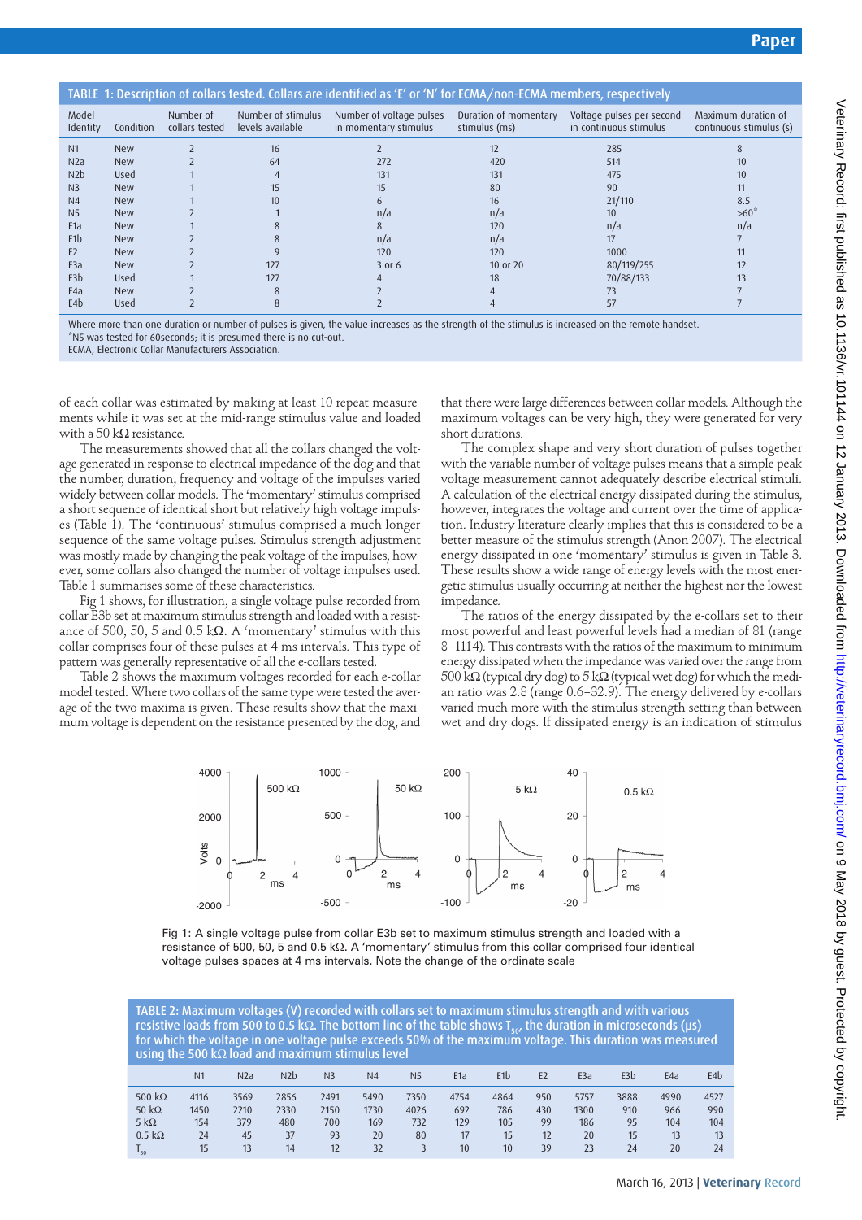TABLE 1: Description of collars tested. Collars are identified as 'E' or 'N' for ECMA/non-ECMA members, respectively

| Model Identity | Condition | Number of collars tested | Number of stimulus levels available | Number of voltage pulses in momentary stimulus | Duration of momentary stimulus (ms) | Voltage pulses per second in continuous stimulus | Maximum duration of continuous stimulus (s) |
|---|---|---|---|---|---|---|---|
| N1 | New | 2 | 16 | 2 | 12 | 285 | 8 |
| N2a | New | 2 | 64 | 272 | 420 | 514 | 10 |
| N2b | Used | 1 | 4 | 131 | 131 | 475 | 10 |
| N3 | New | 1 | 15 | 15 | 80 | 90 | 11 |
| N4 | New | 1 | 10 | 6 | 16 | 21/110 | 8.5 |
| N5 | New | 2 | 1 | n/a | n/a | 10 | >60* |
| E1a | New | 1 | 8 | 8 | 120 | n/a | n/a |
| E1b | New | 2 | 8 | n/a | n/a | 17 | 7 |
| E2 | New | 2 | 9 | 120 | 120 | 1000 | 11 |
| E3a | New | 2 | 127 | 3 or 6 | 10 or 20 | 80/119/255 | 12 |
| E3b | Used | 1 | 127 | 4 | 18 | 70/88/133 | 13 |
| E4a | New | 2 | 8 | 2 | 4 | 73 | 7 |
| E4b | Used | 2 | 8 | 2 | 4 | 57 | 7 |

Where more than one duration or number of pulses is given, the value increases as the strength of the stimulus is increased on the remote handset.
*N5 was tested for 60seconds; it is presumed there is no cut-out.
ECMA, Electronic Collar Manufacturers Association.

of each collar was estimated by making at least 10 repeat measurements while it was set at the mid-range stimulus value and loaded with a 50 kΩ resistance.

The measurements showed that all the collars changed the voltage generated in response to electrical impedance of the dog and that the number, duration, frequency and voltage of the impulses varied widely between collar models. The 'momentary' stimulus comprised a short sequence of identical short but relatively high voltage impulses (Table 1). The 'continuous' stimulus comprised a much longer sequence of the same voltage pulses. Stimulus strength adjustment was mostly made by changing the peak voltage of the impulses, however, some collars also changed the number of voltage impulses used. Table 1 summarises some of these characteristics.

Fig 1 shows, for illustration, a single voltage pulse recorded from collar E3b set at maximum stimulus strength and loaded with a resistance of 500, 50, 5 and 0.5 kΩ. A 'momentary' stimulus with this collar comprises four of these pulses at 4 ms intervals. This type of pattern was generally representative of all the e-collars tested.

Table 2 shows the maximum voltages recorded for each e-collar model tested. Where two collars of the same type were tested the average of the two maxima is given. These results show that the maximum voltage is dependent on the resistance presented by the dog, and that there were large differences between collar models. Although the maximum voltages can be very high, they were generated for very short durations.

The complex shape and very short duration of pulses together with the variable number of voltage pulses means that a simple peak voltage measurement cannot adequately describe electrical stimuli. A calculation of the electrical energy dissipated during the stimulus, however, integrates the voltage and current over the time of application. Industry literature clearly implies that this is considered to be a better measure of the stimulus strength (Anon 2007). The electrical energy dissipated in one 'momentary' stimulus is given in Table 3. These results show a wide range of energy levels with the most energetic stimulus usually occurring at neither the highest nor the lowest impedance.

The ratios of the energy dissipated by the e-collars set to their most powerful and least powerful levels had a median of 81 (range 8–1114). This contrasts with the ratios of the maximum to minimum energy dissipated when the impedance was varied over the range from 500 kΩ (typical dry dog) to 5 kΩ (typical wet dog) for which the median ratio was 2.8 (range 0.6–32.9). The energy delivered by e-collars varied much more with the stimulus strength setting than between wet and dry dogs. If dissipated energy is an indication of stimulus

Fig 1: A single voltage pulse from collar E3b set to maximum stimulus strength and loaded with a resistance of 500, 50, 5 and 0.5 kΩ. A 'momentary' stimulus from this collar comprised four identical voltage pulses spaces at 4 ms intervals. Note the change of the ordinate scale

TABLE 2: Maximum voltages (V) recorded with collars set to maximum stimulus strength and with various resistive loads from 500 to 0.5 kΩ. The bottom line of the table shows $T_{50}$, the duration in microseconds (μs) for which the voltage in one voltage pulse exceeds 50% of the maximum voltage. This duration was measured using the 500 kΩ load and maximum stimulus level

| | N1 | N2a | N2b | N3 | N4 | N5 | E1a | E1b | E2 | E3a | E3b | E4a | E4b |
|---|---|---|---|---|---|---|---|---|---|---|---|---|---|
| 500 kΩ | 4116 | 3569 | 2856 | 2491 | 5490 | 7350 | 4754 | 4864 | 950 | 5757 | 3888 | 4990 | 4527 |
| 50 kΩ | 1450 | 2210 | 2330 | 2150 | 1730 | 4026 | 692 | 786 | 430 | 1300 | 910 | 966 | 990 |
| 5 kΩ | 154 | 379 | 480 | 700 | 169 | 732 | 129 | 105 | 99 | 186 | 95 | 104 | 104 |
| 0.5 kΩ | 24 | 45 | 37 | 93 | 20 | 80 | 17 | 15 | 12 | 20 | 15 | 13 | 13 |
| $T_{50}$ | 15 | 13 | 14 | 12 | 32 | 3 | 10 | 10 | 39 | 23 | 24 | 20 | 24 |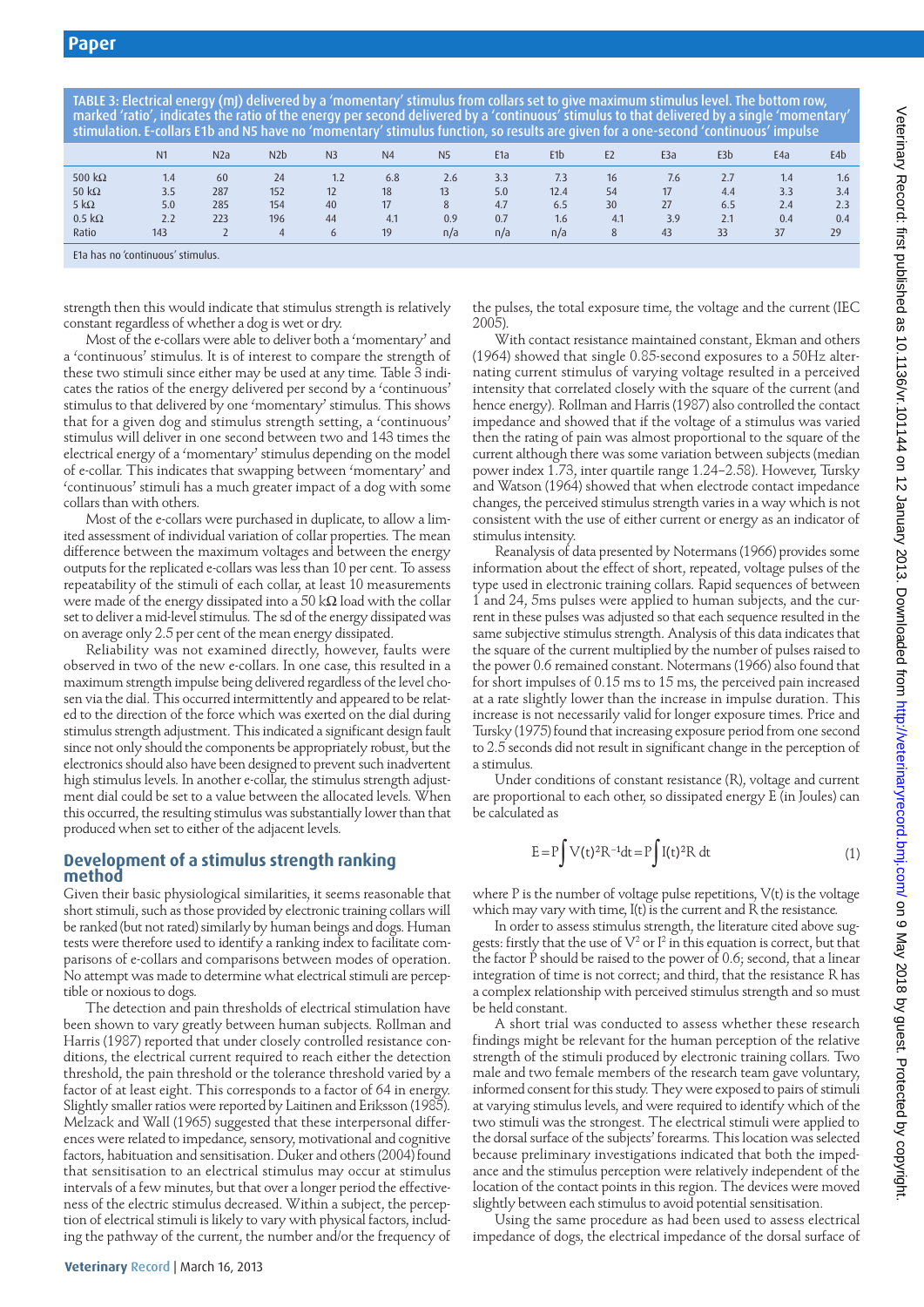TABLE 3: Electrical energy (mJ) delivered by a 'momentary' stimulus from collars set to give maximum stimulus level. The bottom row, marked 'ratio', indicates the ratio of the energy per second delivered by a 'continuous' stimulus to that delivered by a single 'momentary' stimulation. E-collars E1b and N5 have no 'momentary' stimulus function, so results are given for a one-second 'continuous' impulse

| | N1 | N2a | N2b | N3 | N4 | N5 | E1a | E1b | E2 | E3a | E3b | E4a | E4b |
|---|---|---|---|---|---|---|---|---|---|---|---|---|---|
| 500 kΩ | 1.4 | 60 | 24 | 1.2 | 6.8 | 2.6 | 3.3 | 7.3 | 16 | 7.6 | 2.7 | 1.4 | 1.6 |
| 50 kΩ | 3.5 | 287 | 152 | 12 | 18 | 13 | 5.0 | 12.4 | 54 | 17 | 4.4 | 3.3 | 3.4 |
| 5 kΩ | 5.0 | 285 | 154 | 40 | 17 | 8 | 4.7 | 6.5 | 30 | 27 | 6.5 | 2.4 | 2.3 |
| 0.5 kΩ | 2.2 | 223 | 196 | 44 | 4.1 | 0.9 | 0.7 | 1.6 | 4.1 | 3.9 | 2.1 | 0.4 | 0.4 |
| Ratio | 143 | 2 | 4 | 6 | 19 | n/a | n/a | n/a | 8 | 43 | 33 | 37 | 29 |

E1a has no 'continuous' stimulus.

strength then this would indicate that stimulus strength is relatively constant regardless of whether a dog is wet or dry.

Most of the e-collars were able to deliver both a 'momentary' and a 'continuous' stimulus. It is of interest to compare the strength of these two stimuli since either may be used at any time. Table 3 indicates the ratios of the energy delivered per second by a 'continuous' stimulus to that delivered by one 'momentary' stimulus. This shows that for a given dog and stimulus strength setting, a 'continuous' stimulus will deliver in one second between two and 143 times the electrical energy of a 'momentary' stimulus depending on the model of e-collar. This indicates that swapping between 'momentary' and 'continuous' stimuli has a much greater impact of a dog with some collars than with others.

Most of the e-collars were purchased in duplicate, to allow a limited assessment of individual variation of collar properties. The mean difference between the maximum voltages and between the energy outputs for the replicated e-collars was less than 10 per cent. To assess repeatability of the stimuli of each collar, at least 10 measurements were made of the energy dissipated into a 50 kΩ load with the collar set to deliver a mid-level stimulus. The sd of the energy dissipated was on average only 2.5 per cent of the mean energy dissipated.

Reliability was not examined directly, however, faults were observed in two of the new e-collars. In one case, this resulted in a maximum strength impulse being delivered regardless of the level chosen via the dial. This occurred intermittently and appeared to be related to the direction of the force which was exerted on the dial during stimulus strength adjustment. This indicated a significant design fault since not only should the components be appropriately robust, but the electronics should also have been designed to prevent such inadvertent high stimulus levels. In another e-collar, the stimulus strength adjustment dial could be set to a value between the allocated levels. When this occurred, the resulting stimulus was substantially lower than that produced when set to either of the adjacent levels.

## Development of a stimulus strength ranking method

Given their basic physiological similarities, it seems reasonable that short stimuli, such as those provided by electronic training collars will be ranked (but not rated) similarly by human beings and dogs. Human tests were therefore used to identify a ranking index to facilitate comparisons of e-collars and comparisons between modes of operation. No attempt was made to determine what electrical stimuli are perceptible or noxious to dogs.

The detection and pain thresholds of electrical stimulation have been shown to vary greatly between human subjects. Rollman and Harris (1987) reported that under closely controlled resistance conditions, the electrical current required to reach either the detection threshold, the pain threshold or the tolerance threshold varied by a factor of at least eight. This corresponds to a factor of 64 in energy. Slightly smaller ratios were reported by Laitinen and Eriksson (1985). Melzack and Wall (1965) suggested that these interpersonal differences were related to impedance, sensory, motivational and cognitive factors, habituation and sensitisation. Duker and others (2004) found that sensitisation to an electrical stimulus may occur at stimulus intervals of a few minutes, but that over a longer period the effectiveness of the electric stimulus decreased. Within a subject, the perception of electrical stimuli is likely to vary with physical factors, including the pathway of the current, the number and/or the frequency of the pulses, the total exposure time, the voltage and the current (IEC 2005).

With contact resistance maintained constant, Ekman and others (1964) showed that single 0.85-second exposures to a 50Hz alternating current stimulus of varying voltage resulted in a perceived intensity that correlated closely with the square of the current (and hence energy). Rollman and Harris (1987) also controlled the contact impedance and showed that if the voltage of a stimulus was varied then the rating of pain was almost proportional to the square of the current although there was some variation between subjects (median power index 1.73, inter quartile range 1.24–2.58). However, Tursky and Watson (1964) showed that when electrode contact impedance changes, the perceived stimulus strength varies in a way which is not consistent with the use of either current or energy as an indicator of stimulus intensity.

Reanalysis of data presented by Notermans (1966) provides some information about the effect of short, repeated, voltage pulses of the type used in electronic training collars. Rapid sequences of between 1 and 24, 5ms pulses were applied to human subjects, and the current in these pulses was adjusted so that each sequence resulted in the same subjective stimulus strength. Analysis of this data indicates that the square of the current multiplied by the number of pulses raised to the power 0.6 remained constant. Notermans (1966) also found that for short impulses of 0.15 ms to 15 ms, the perceived pain increased at a rate slightly lower than the increase in impulse duration. This increase is not necessarily valid for longer exposure times. Price and Tursky (1975) found that increasing exposure period from one second to 2.5 seconds did not result in significant change in the perception of a stimulus.

Under conditions of constant resistance (R), voltage and current are proportional to each other, so dissipated energy E (in Joules) can be calculated as

$$E = P\int V(t)^2 R^{-1} dt = P\int I(t)^2 R\, dt \qquad (1)$$

where P is the number of voltage pulse repetitions, V(t) is the voltage which may vary with time, I(t) is the current and R the resistance.

In order to assess stimulus strength, the literature cited above suggests: firstly that the use of $V^2$ or $I^2$ in this equation is correct, but that the factor P should be raised to the power of 0.6; second, that a linear integration of time is not correct; and third, that the resistance R has a complex relationship with perceived stimulus strength and so must be held constant.

A short trial was conducted to assess whether these research findings might be relevant for the human perception of the relative strength of the stimuli produced by electronic training collars. Two male and two female members of the research team gave voluntary, informed consent for this study. They were exposed to pairs of stimuli at varying stimulus levels, and were required to identify which of the two stimuli was the strongest. The electrical stimuli were applied to the dorsal surface of the subjects' forearms. This location was selected because preliminary investigations indicated that both the impedance and the stimulus perception were relatively independent of the location of the contact points in this region. The devices were moved slightly between each stimulus to avoid potential sensitisation.

Using the same procedure as had been used to assess electrical impedance of dogs, the electrical impedance of the dorsal surface of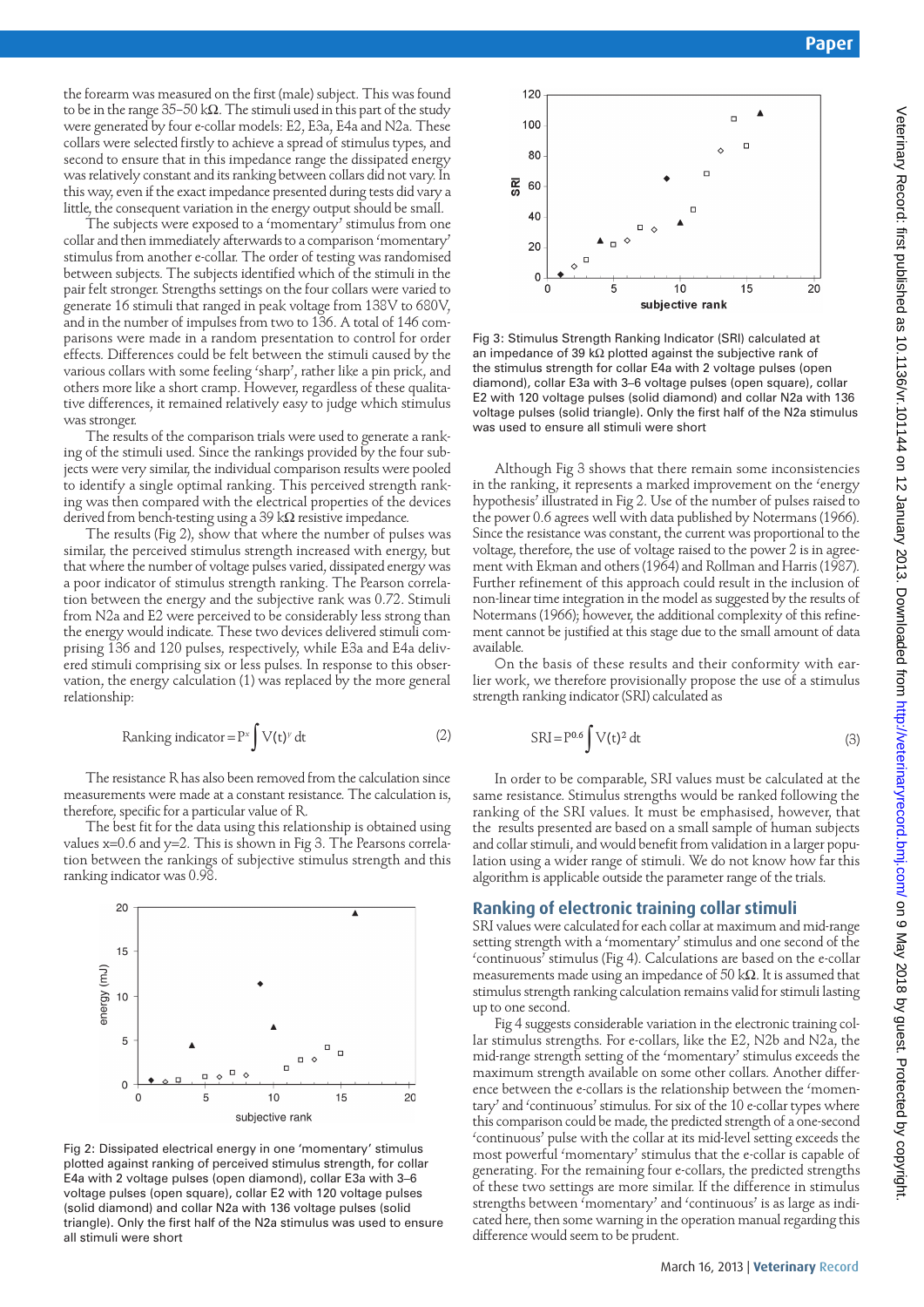the forearm was measured on the first (male) subject. This was found to be in the range 35–50 kΩ. The stimuli used in this part of the study were generated by four e-collar models: E2, E3a, E4a and N2a. These collars were selected firstly to achieve a spread of stimulus types, and second to ensure that in this impedance range the dissipated energy was relatively constant and its ranking between collars did not vary. In this way, even if the exact impedance presented during tests did vary a little, the consequent variation in the energy output should be small.

The subjects were exposed to a 'momentary' stimulus from one collar and then immediately afterwards to a comparison 'momentary' stimulus from another e-collar. The order of testing was randomised between subjects. The subjects identified which of the stimuli in the pair felt stronger. Strengths settings on the four collars were varied to generate 16 stimuli that ranged in peak voltage from 138V to 680V, and in the number of impulses from two to 136. A total of 146 comparisons were made in a random presentation to control for order effects. Differences could be felt between the stimuli caused by the various collars with some feeling 'sharp', rather like a pin prick, and others more like a short cramp. However, regardless of these qualitative differences, it remained relatively easy to judge which stimulus was stronger.

The results of the comparison trials were used to generate a ranking of the stimuli used. Since the rankings provided by the four subjects were very similar, the individual comparison results were pooled to identify a single optimal ranking. This perceived strength ranking was then compared with the electrical properties of the devices derived from bench-testing using a 39 kΩ resistive impedance.

The results (Fig 2), show that where the number of pulses was similar, the perceived stimulus strength increased with energy, but that where the number of voltage pulses varied, dissipated energy was a poor indicator of stimulus strength ranking. The Pearson correlation between the energy and the subjective rank was 0.72. Stimuli from N2a and E2 were perceived to be considerably less strong than the energy would indicate. These two devices delivered stimuli comprising 136 and 120 pulses, respectively, while E3a and E4a delivered stimuli comprising six or less pulses. In response to this observation, the energy calculation (1) was replaced by the more general relationship:

$$\text{Ranking indicator} = P^x \int V(t)^y \, dt \qquad (2)$$

The resistance R has also been removed from the calculation since measurements were made at a constant resistance. The calculation is, therefore, specific for a particular value of R.

The best fit for the data using this relationship is obtained using values x=0.6 and y=2. This is shown in Fig 3. The Pearsons correlation between the rankings of subjective stimulus strength and this ranking indicator was 0.98.

Fig 2: Dissipated electrical energy in one 'momentary' stimulus plotted against ranking of perceived stimulus strength, for collar E4a with 2 voltage pulses (open diamond), collar E3a with 3–6 voltage pulses (open square), collar E2 with 120 voltage pulses (solid diamond) and collar N2a with 136 voltage pulses (solid triangle). Only the first half of the N2a stimulus was used to ensure all stimuli were short

Fig 3: Stimulus Strength Ranking Indicator (SRI) calculated at an impedance of 39 kΩ plotted against the subjective rank of the stimulus strength for collar E4a with 2 voltage pulses (open diamond), collar E3a with 3–6 voltage pulses (open square), collar E2 with 120 voltage pulses (solid diamond) and collar N2a with 136 voltage pulses (solid triangle). Only the first half of the N2a stimulus was used to ensure all stimuli were short

Although Fig 3 shows that there remain some inconsistencies in the ranking, it represents a marked improvement on the 'energy hypothesis' illustrated in Fig 2. Use of the number of pulses raised to the power 0.6 agrees well with data published by Notermans (1966). Since the resistance was constant, the current was proportional to the voltage, therefore, the use of voltage raised to the power 2 is in agreement with Ekman and others (1964) and Rollman and Harris (1987). Further refinement of this approach could result in the inclusion of non-linear time integration in the model as suggested by the results of Notermans (1966); however, the additional complexity of this refinement cannot be justified at this stage due to the small amount of data available.

On the basis of these results and their conformity with earlier work, we therefore provisionally propose the use of a stimulus strength ranking indicator (SRI) calculated as

$$\text{SRI} = P^{0.6} \int V(t)^2 \, dt \qquad (3)$$

In order to be comparable, SRI values must be calculated at the same resistance. Stimulus strengths would be ranked following the ranking of the SRI values. It must be emphasised, however, that the results presented are based on a small sample of human subjects and collar stimuli, and would benefit from validation in a larger population using a wider range of stimuli. We do not know how far this algorithm is applicable outside the parameter range of the trials.

## Ranking of electronic training collar stimuli

SRI values were calculated for each collar at maximum and mid-range setting strength with a 'momentary' stimulus and one second of the 'continuous' stimulus (Fig 4). Calculations are based on the e-collar measurements made using an impedance of 50 kΩ. It is assumed that stimulus strength ranking calculation remains valid for stimuli lasting up to one second.

Fig 4 suggests considerable variation in the electronic training collar stimulus strengths. For e-collars, like the E2, N2b and N2a, the mid-range strength setting of the 'momentary' stimulus exceeds the maximum strength available on some other collars. Another difference between the e-collars is the relationship between the 'momentary' and 'continuous' stimulus. For six of the 10 e-collar types where this comparison could be made, the predicted strength of a one-second 'continuous' pulse with the collar at its mid-level setting exceeds the most powerful 'momentary' stimulus that the e-collar is capable of generating. For the remaining four e-collars, the predicted strengths of these two settings are more similar. If the difference in stimulus strengths between 'momentary' and 'continuous' is as large as indicated here, then some warning in the operation manual regarding this difference would seem to be prudent.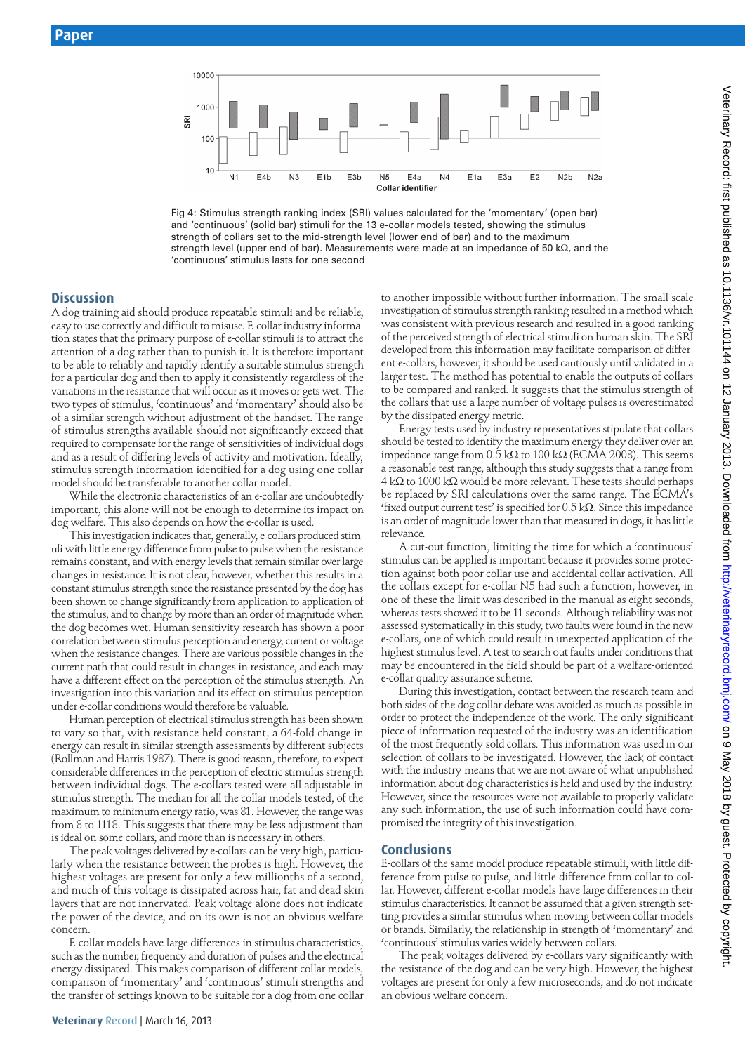SRI

10000

1000

100

10

N1 E4b N3 E1b E3b N5 E4a N4 E1a E3a E2 N2b N2a

Collar identifier

Fig 4: Stimulus strength ranking index (SRI) values calculated for the 'momentary' (open bar) and 'continuous' (solid bar) stimuli for the 13 e-collar models tested, showing the stimulus strength of collars set to the mid-strength level (lower end of bar) and to the maximum strength level (upper end of bar). Measurements were made at an impedance of 50 kΩ, and the 'continuous' stimulus lasts for one second

## Discussion

A dog training aid should produce repeatable stimuli and be reliable, easy to use correctly and difficult to misuse. E-collar industry information states that the primary purpose of e-collar stimuli is to attract the attention of a dog rather than to punish it. It is therefore important to be able to reliably and rapidly identify a suitable stimulus strength for a particular dog and then to apply it consistently regardless of the variations in the resistance that will occur as it moves or gets wet. The two types of stimulus, 'continuous' and 'momentary' should also be of a similar strength without adjustment of the handset. The range of stimulus strengths available should not significantly exceed that required to compensate for the range of sensitivities of individual dogs and as a result of differing levels of activity and motivation. Ideally, stimulus strength information identified for a dog using one collar model should be transferable to another collar model.

While the electronic characteristics of an e-collar are undoubtedly important, this alone will not be enough to determine its impact on dog welfare. This also depends on how the e-collar is used.

This investigation indicates that, generally, e-collars produced stimuli with little energy difference from pulse to pulse when the resistance remains constant, and with energy levels that remain similar over large changes in resistance. It is not clear, however, whether this results in a constant stimulus strength since the resistance presented by the dog has been shown to change significantly from application to application of the stimulus, and to change by more than an order of magnitude when the dog becomes wet. Human sensitivity research has shown a poor correlation between stimulus perception and energy, current or voltage when the resistance changes. There are various possible changes in the current path that could result in changes in resistance, and each may have a different effect on the perception of the stimulus strength. An investigation into this variation and its effect on stimulus perception under e-collar conditions would therefore be valuable.

Human perception of electrical stimulus strength has been shown to vary so that, with resistance held constant, a 64-fold change in energy can result in similar strength assessments by different subjects (Rollman and Harris 1987). There is good reason, therefore, to expect considerable differences in the perception of electric stimulus strength between individual dogs. The e-collars tested were all adjustable in stimulus strength. The median for all the collar models tested, of the maximum to minimum energy ratio, was 81. However, the range was from 8 to 1118. This suggests that there may be less adjustment than is ideal on some collars, and more than is necessary in others.

The peak voltages delivered by e-collars can be very high, particularly when the resistance between the probes is high. However, the highest voltages are present for only a few millionths of a second, and much of this voltage is dissipated across hair, fat and dead skin layers that are not innervated. Peak voltage alone does not indicate the power of the device, and on its own is not an obvious welfare concern.

E-collar models have large differences in stimulus characteristics, such as the number, frequency and duration of pulses and the electrical energy dissipated. This makes comparison of different collar models, comparison of 'momentary' and 'continuous' stimuli strengths and the transfer of settings known to be suitable for a dog from one collar to another impossible without further information. The small-scale investigation of stimulus strength ranking resulted in a method which was consistent with previous research and resulted in a good ranking of the perceived strength of electrical stimuli on human skin. The SRI developed from this information may facilitate comparison of different e-collars, however, it should be used cautiously until validated in a larger test. The method has potential to enable the outputs of collars to be compared and ranked. It suggests that the stimulus strength of the collars that use a large number of voltage pulses is overestimated by the dissipated energy metric.

Energy tests used by industry representatives stipulate that collars should be tested to identify the maximum energy they deliver over an impedance range from 0.5 kΩ to 100 kΩ (ECMA 2008). This seems a reasonable test range, although this study suggests that a range from 4 kΩ to 1000 kΩ would be more relevant. These tests should perhaps be replaced by SRI calculations over the same range. The ECMA's 'fixed output current test' is specified for 0.5 kΩ. Since this impedance is an order of magnitude lower than that measured in dogs, it has little relevance.

A cut-out function, limiting the time for which a 'continuous' stimulus can be applied is important because it provides some protection against both poor collar use and accidental collar activation. All the collars except for e-collar N5 had such a function, however, in one of these the limit was described in the manual as eight seconds, whereas tests showed it to be 11 seconds. Although reliability was not assessed systematically in this study, two faults were found in the new e-collars, one of which could result in unexpected application of the highest stimulus level. A test to search out faults under conditions that may be encountered in the field should be part of a welfare-oriented e-collar quality assurance scheme.

During this investigation, contact between the research team and both sides of the dog collar debate was avoided as much as possible in order to protect the independence of the work. The only significant piece of information requested of the industry was an identification of the most frequently sold collars. This information was used in our selection of collars to be investigated. However, the lack of contact with the industry means that we are not aware of what unpublished information about dog characteristics is held and used by the industry. However, since the resources were not available to properly validate any such information, the use of such information could have compromised the integrity of this investigation.

## Conclusions

E-collars of the same model produce repeatable stimuli, with little difference from pulse to pulse, and little difference from collar to collar. However, different e-collar models have large differences in their stimulus characteristics. It cannot be assumed that a given strength setting provides a similar stimulus when moving between collar models or brands. Similarly, the relationship in strength of 'momentary' and 'continuous' stimulus varies widely between collars.

The peak voltages delivered by e-collars vary significantly with the resistance of the dog and can be very high. However, the highest voltages are present for only a few microseconds, and do not indicate an obvious welfare concern.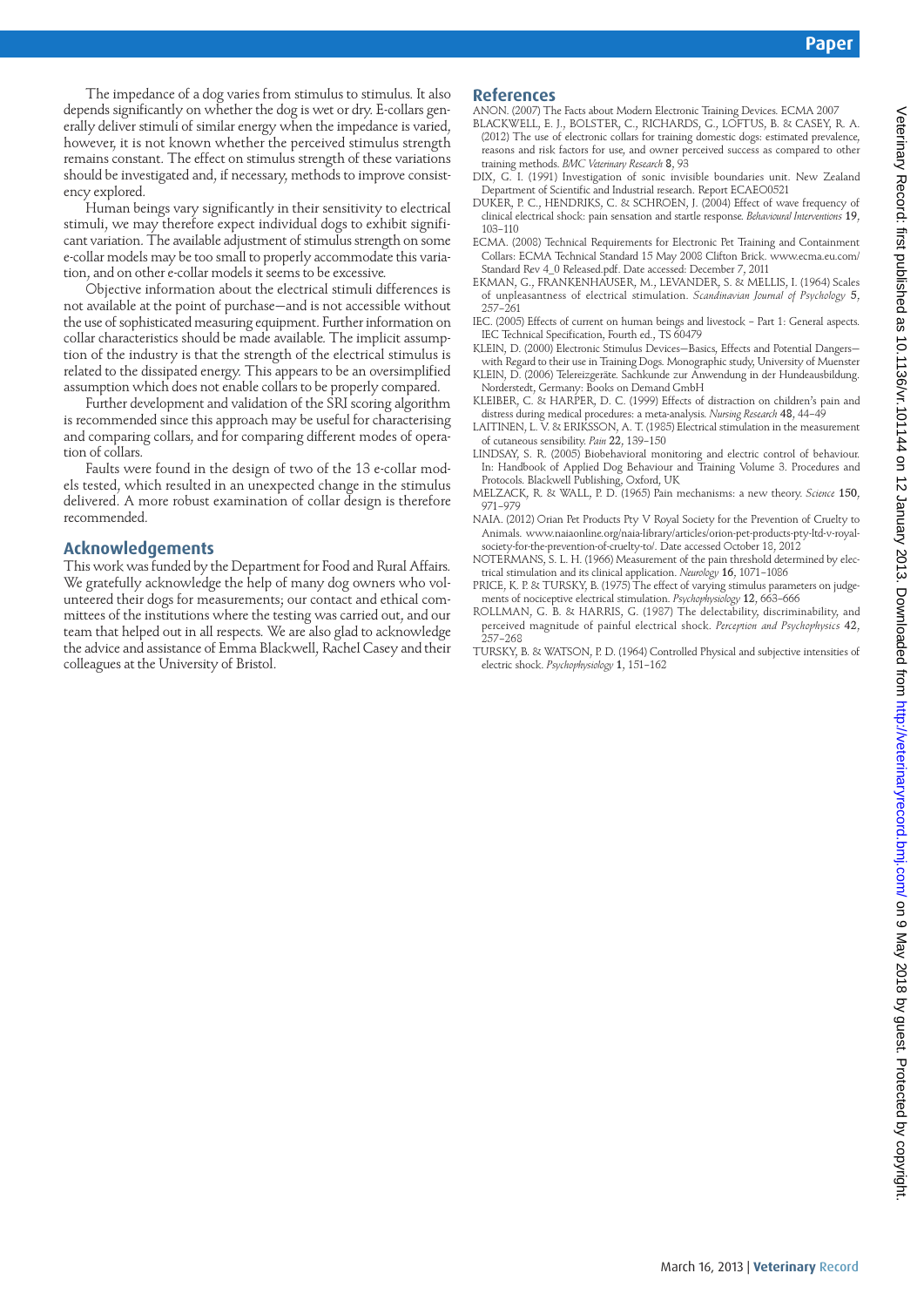The impedance of a dog varies from stimulus to stimulus. It also depends significantly on whether the dog is wet or dry. E-collars generally deliver stimuli of similar energy when the impedance is varied, however, it is not known whether the perceived stimulus strength remains constant. The effect on stimulus strength of these variations should be investigated and, if necessary, methods to improve consistency explored.

Human beings vary significantly in their sensitivity to electrical stimuli, we may therefore expect individual dogs to exhibit significant variation. The available adjustment of stimulus strength on some e-collar models may be too small to properly accommodate this variation, and on other e-collar models it seems to be excessive.

Objective information about the electrical stimuli differences is not available at the point of purchase—and is not accessible without the use of sophisticated measuring equipment. Further information on collar characteristics should be made available. The implicit assumption of the industry is that the strength of the electrical stimulus is related to the dissipated energy. This appears to be an oversimplified assumption which does not enable collars to be properly compared.

Further development and validation of the SRI scoring algorithm is recommended since this approach may be useful for characterising and comparing collars, and for comparing different modes of operation of collars.

Faults were found in the design of two of the 13 e-collar models tested, which resulted in an unexpected change in the stimulus delivered. A more robust examination of collar design is therefore recommended.

## Acknowledgements

This work was funded by the Department for Food and Rural Affairs. We gratefully acknowledge the help of many dog owners who volunteered their dogs for measurements; our contact and ethical committees of the institutions where the testing was carried out, and our team that helped out in all respects. We are also glad to acknowledge the advice and assistance of Emma Blackwell, Rachel Casey and their colleagues at the University of Bristol.

## References

ANON. (2007) The Facts about Modern Electronic Training Devices. ECMA 2007

BLACKWELL, E. J., BOLSTER, C., RICHARDS, G., LOFTUS, B. & CASEY, R. A. (2012) The use of electronic collars for training domestic dogs: estimated prevalence, reasons and risk factors for use, and owner perceived success as compared to other training methods. *BMC Veterinary Research* **8**, 93

DIX, G. I. (1991) Investigation of sonic invisible boundaries unit. New Zealand Department of Scientific and Industrial research. Report ECAEO0521

DUKER, P. C., HENDRIKS, C. & SCHROEN, J. (2004) Effect of wave frequency of clinical electrical shock: pain sensation and startle response. *Behavioural Interventions* **19**, 103–110

ECMA. (2008) Technical Requirements for Electronic Pet Training and Containment Collars: ECMA Technical Standard 15 May 2008 Clifton Brick. www.ecma.eu.com/Standard Rev 4_0 Released.pdf. Date accessed: December 7, 2011

EKMAN, G., FRANKENHAUSER, M., LEVANDER, S. & MELLIS, I. (1964) Scales of unpleasantness of electrical stimulation. *Scandinavian Journal of Psychology* **5**, 257–261

IEC. (2005) Effects of current on human beings and livestock – Part 1: General aspects. IEC Technical Specification, Fourth ed., TS 60479

KLEIN, D. (2000) Electronic Stimulus Devices—Basics, Effects and Potential Dangers—with Regard to their use in Training Dogs. Monographic study, University of Muenster

KLEIN, D. (2006) Telereizgeräte. Sachkunde zur Anwendung in der Hundeausbildung. Norderstedt, Germany: Books on Demand GmbH

KLEIBER, C. & HARPER, D. C. (1999) Effects of distraction on children's pain and distress during medical procedures: a meta-analysis. *Nursing Research* **48**, 44–49

LAITINEN, L. V. & ERIKSSON, A. T. (1985) Electrical stimulation in the measurement of cutaneous sensibility. *Pain* **22**, 139–150

LINDSAY, S. R. (2005) Biobehavioral monitoring and electric control of behaviour. In: Handbook of Applied Dog Behaviour and Training Volume 3. Procedures and Protocols. Blackwell Publishing, Oxford, UK

MELZACK, R. & WALL, P. D. (1965) Pain mechanisms: a new theory. *Science* **150**, 971–979

NAIA. (2012) Orian Pet Products Pty V Royal Society for the Prevention of Cruelty to Animals. www.naiaonline.org/naia-library/articles/orion-pet-products-pty-ltd-v-royal-society-for-the-prevention-of-cruelty-to/. Date accessed October 18, 2012

NOTERMANS, S. L. H. (1966) Measurement of the pain threshold determined by electrical stimulation and its clinical application. *Neurology* **16**, 1071–1086

PRICE, K. P. & TURSKY, B. (1975) The effect of varying stimulus parameters on judgements of nociceptive electrical stimulation. *Psychophysiology* **12**, 663–666

ROLLMAN, G. B. & HARRIS, G. (1987) The delectability, discriminability, and perceived magnitude of painful electrical shock. *Perception and Psychophysics* **42**, 257–268

TURSKY, B. & WATSON, P. D. (1964) Controlled Physical and subjective intensities of electric shock. *Psychophysiology* **1**, 151–162